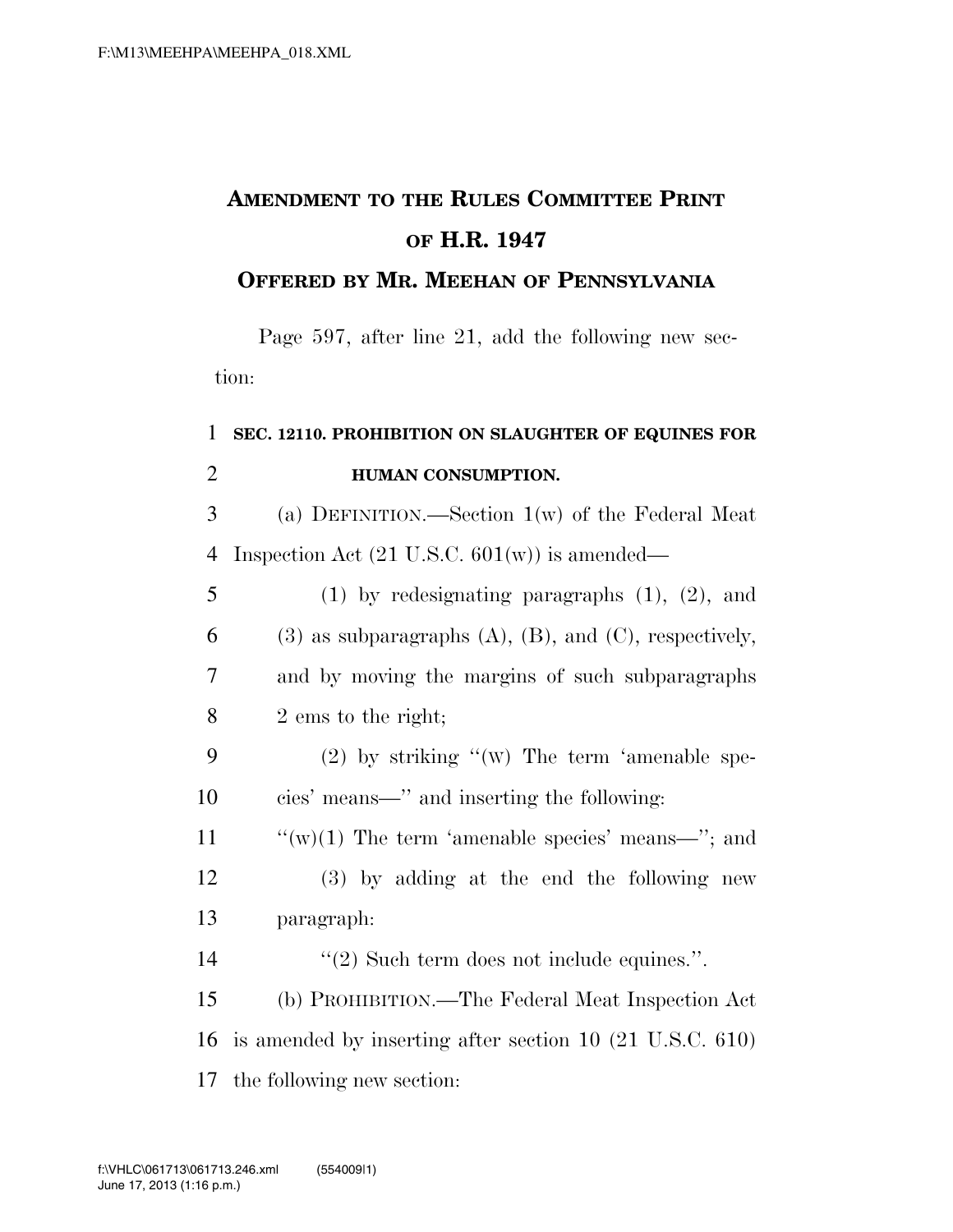# AMENDMENT TO THE RULES COMMITTEE PRINT OF H.R. 1947

## OFFERED BY MR. MEEHAN OF PENNSYLVANIA

Page 597, after line 21, add the following new section:

**SEC. 12110. PROHIBITION ON SLAUGHTER OF EQUINES FOR HUMAN CONSUMPTION.**

(a) DEFINITION.—Section 1(w) of the Federal Meat Inspection Act (21 U.S.C. 601(w)) is amended—

(1) by redesignating paragraphs (1), (2), and (3) as subparagraphs (A), (B), and (C), respectively, and by moving the margins of such subparagraphs 2 ems to the right;

(2) by striking ''(w) The term 'amenable species' means—'' and inserting the following:

''(w)(1) The term 'amenable species' means—''; and

(3) by adding at the end the following new paragraph:

''(2) Such term does not include equines.''.

(b) PROHIBITION.—The Federal Meat Inspection Act is amended by inserting after section 10 (21 U.S.C. 610) the following new section: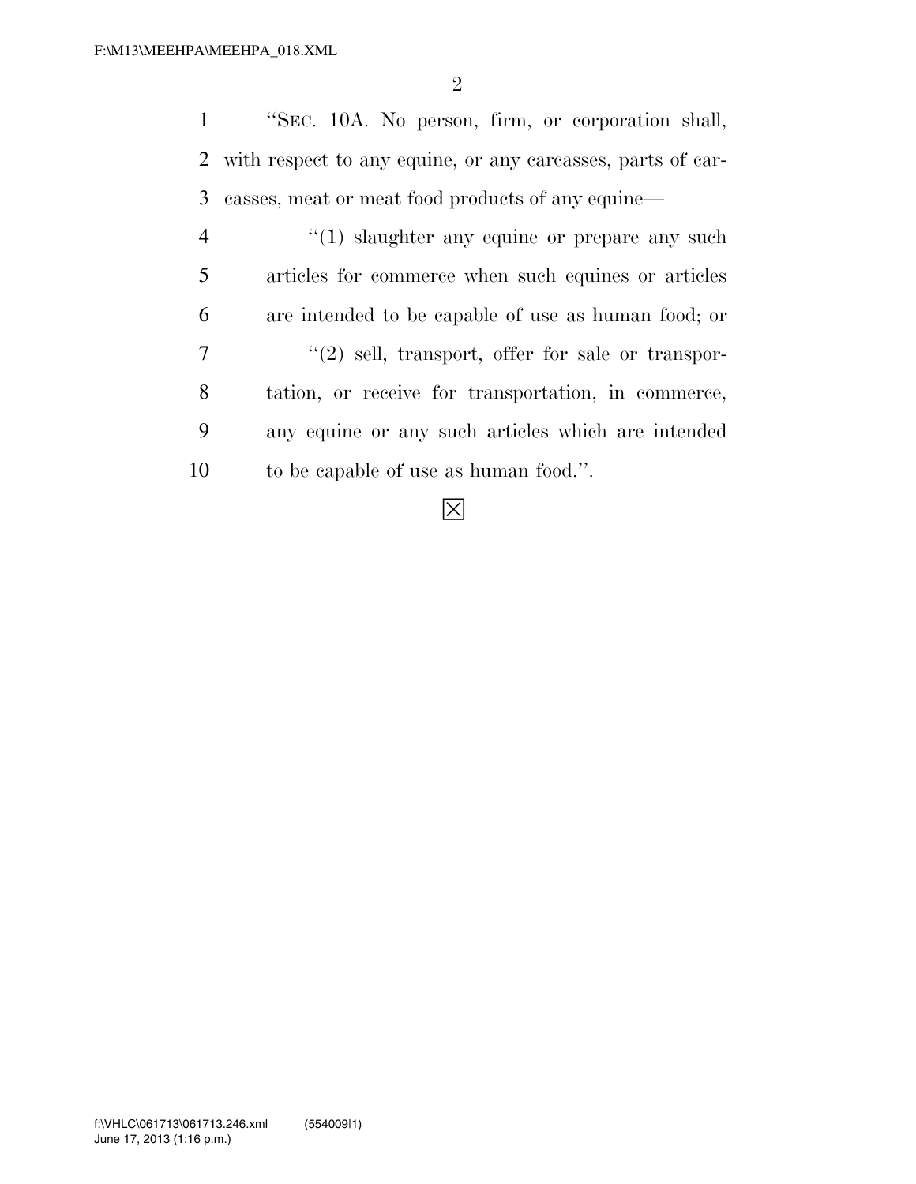"SEC. 10A. No person, firm, or corporation shall, with respect to any equine, or any carcasses, parts of carcasses, meat or meat food products of any equine—

"(1) slaughter any equine or prepare any such articles for commerce when such equines or articles are intended to be capable of use as human food; or

"(2) sell, transport, offer for sale or transportation, or receive for transportation, in commerce, any equine or any such articles which are intended to be capable of use as human food.".